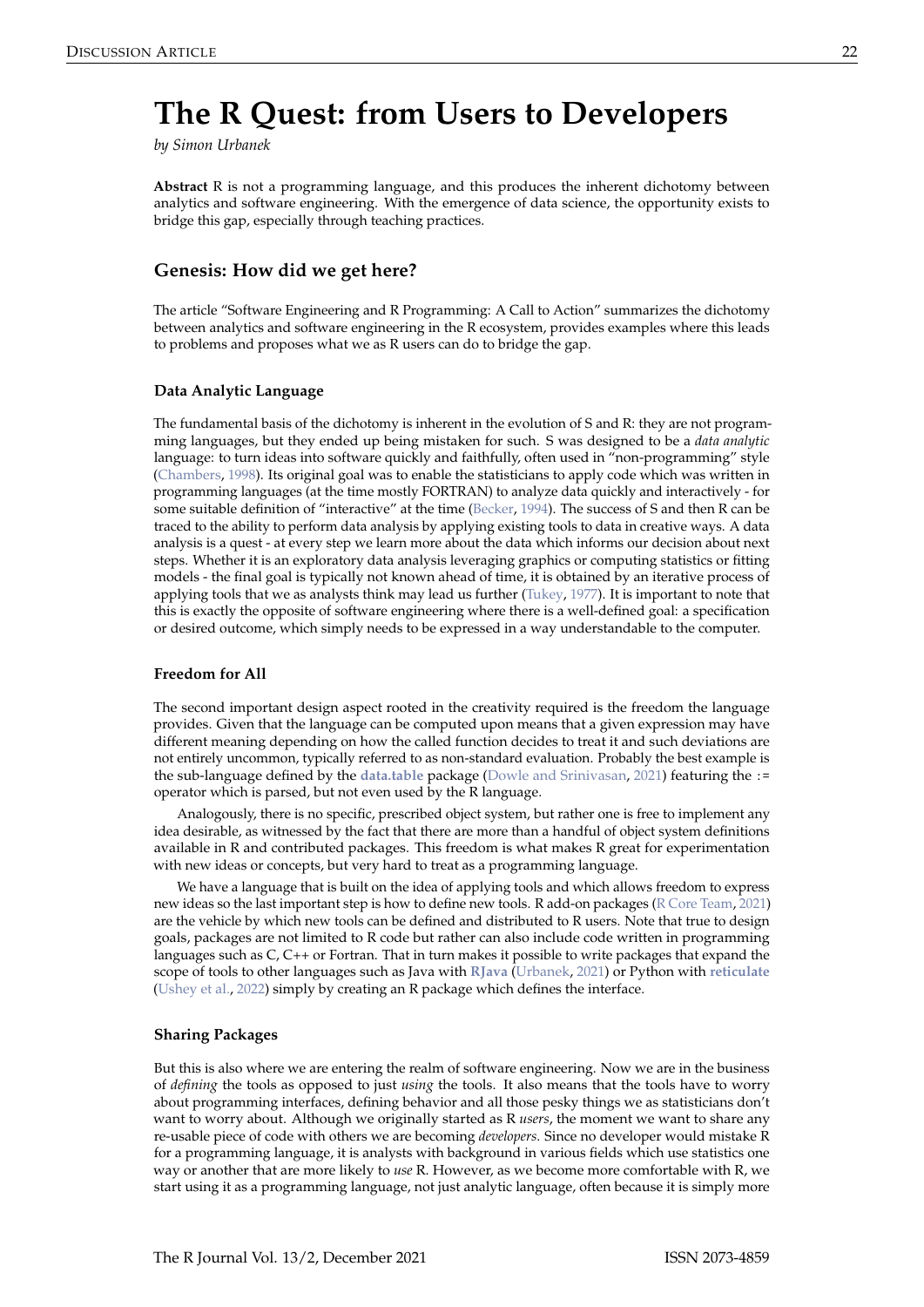# The R Quest: from Users to Developers

*by Simon Urbanek*

**Abstract** R is not a programming language, and this produces the inherent dichotomy between analytics and software engineering. With the emergence of data science, the opportunity exists to bridge this gap, especially through teaching practices.

## Genesis: How did we get here?

The article "Software Engineering and R Programming: A Call to Action" summarizes the dichotomy between analytics and software engineering in the R ecosystem, provides examples where this leads to problems and proposes what we as R users can do to bridge the gap.

### Data Analytic Language

The fundamental basis of the dichotomy is inherent in the evolution of S and R: they are not programming languages, but they ended up being mistaken for such. S was designed to be a *data analytic* language: to turn ideas into software quickly and faithfully, often used in "non-programming" style (Chambers, 1998). Its original goal was to enable the statisticians to apply code which was written in programming languages (at the time mostly FORTRAN) to analyze data quickly and interactively - for some suitable definition of "interactive" at the time (Becker, 1994). The success of S and then R can be traced to the ability to perform data analysis by applying existing tools to data in creative ways. A data analysis is a quest - at every step we learn more about the data which informs our decision about next steps. Whether it is an exploratory data analysis leveraging graphics or computing statistics or fitting models - the final goal is typically not known ahead of time, it is obtained by an iterative process of applying tools that we as analysts think may lead us further (Tukey, 1977). It is important to note that this is exactly the opposite of software engineering where there is a well-defined goal: a specification or desired outcome, which simply needs to be expressed in a way understandable to the computer.

### Freedom for All

The second important design aspect rooted in the creativity required is the freedom the language provides. Given that the language can be computed upon means that a given expression may have different meaning depending on how the called function decides to treat it and such deviations are not entirely uncommon, typically referred to as non-standard evaluation. Probably the best example is the sub-language defined by the **data.table** package (Dowle and Srinivasan, 2021) featuring the `:=` operator which is parsed, but not even used by the R language.

Analogously, there is no specific, prescribed object system, but rather one is free to implement any idea desirable, as witnessed by the fact that there are more than a handful of object system definitions available in R and contributed packages. This freedom is what makes R great for experimentation with new ideas or concepts, but very hard to treat as a programming language.

We have a language that is built on the idea of applying tools and which allows freedom to express new ideas so the last important step is how to define new tools. R add-on packages (R Core Team, 2021) are the vehicle by which new tools can be defined and distributed to R users. Note that true to design goals, packages are not limited to R code but rather can also include code written in programming languages such as C, C++ or Fortran. That in turn makes it possible to write packages that expand the scope of tools to other languages such as Java with **RJava** (Urbanek, 2021) or Python with **reticulate** (Ushey et al., 2022) simply by creating an R package which defines the interface.

### Sharing Packages

But this is also where we are entering the realm of software engineering. Now we are in the business of *defining* the tools as opposed to just *using* the tools. It also means that the tools have to worry about programming interfaces, defining behavior and all those pesky things we as statisticians don't want to worry about. Although we originally started as R *users*, the moment we want to share any re-usable piece of code with others we are becoming *developers*. Since no developer would mistake R for a programming language, it is analysts with background in various fields which use statistics one way or another that are more likely to *use* R. However, as we become more comfortable with R, we start using it as a programming language, not just analytic language, often because it is simply more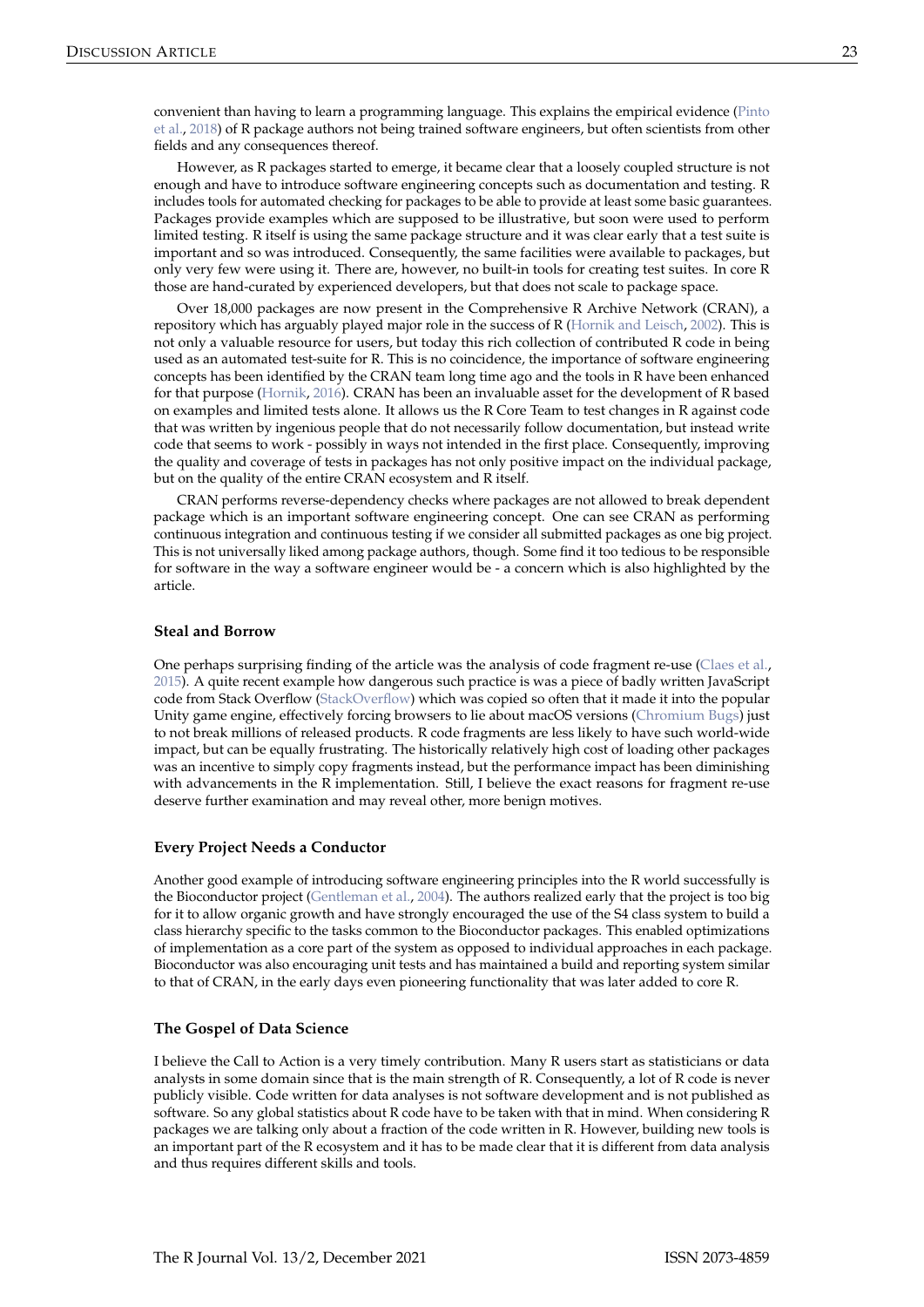convenient than having to learn a programming language. This explains the empirical evidence (Pinto et al., 2018) of R package authors not being trained software engineers, but often scientists from other fields and any consequences thereof.

However, as R packages started to emerge, it became clear that a loosely coupled structure is not enough and have to introduce software engineering concepts such as documentation and testing. R includes tools for automated checking for packages to be able to provide at least some basic guarantees. Packages provide examples which are supposed to be illustrative, but soon were used to perform limited testing. R itself is using the same package structure and it was clear early that a test suite is important and so was introduced. Consequently, the same facilities were available to packages, but only very few were using it. There are, however, no built-in tools for creating test suites. In core R those are hand-curated by experienced developers, but that does not scale to package space.

Over 18,000 packages are now present in the Comprehensive R Archive Network (CRAN), a repository which has arguably played major role in the success of R (Hornik and Leisch, 2002). This is not only a valuable resource for users, but today this rich collection of contributed R code in being used as an automated test-suite for R. This is no coincidence, the importance of software engineering concepts has been identified by the CRAN team long time ago and the tools in R have been enhanced for that purpose (Hornik, 2016). CRAN has been an invaluable asset for the development of R based on examples and limited tests alone. It allows us the R Core Team to test changes in R against code that was written by ingenious people that do not necessarily follow documentation, but instead write code that seems to work - possibly in ways not intended in the first place. Consequently, improving the quality and coverage of tests in packages has not only positive impact on the individual package, but on the quality of the entire CRAN ecosystem and R itself.

CRAN performs reverse-dependency checks where packages are not allowed to break dependent package which is an important software engineering concept. One can see CRAN as performing continuous integration and continuous testing if we consider all submitted packages as one big project. This is not universally liked among package authors, though. Some find it too tedious to be responsible for software in the way a software engineer would be - a concern which is also highlighted by the article.

### Steal and Borrow

One perhaps surprising finding of the article was the analysis of code fragment re-use (Claes et al., 2015). A quite recent example how dangerous such practice is was a piece of badly written JavaScript code from Stack Overflow (StackOverflow) which was copied so often that it made it into the popular Unity game engine, effectively forcing browsers to lie about macOS versions (Chromium Bugs) just to not break millions of released products. R code fragments are less likely to have such world-wide impact, but can be equally frustrating. The historically relatively high cost of loading other packages was an incentive to simply copy fragments instead, but the performance impact has been diminishing with advancements in the R implementation. Still, I believe the exact reasons for fragment re-use deserve further examination and may reveal other, more benign motives.

### Every Project Needs a Conductor

Another good example of introducing software engineering principles into the R world successfully is the Bioconductor project (Gentleman et al., 2004). The authors realized early that the project is too big for it to allow organic growth and have strongly encouraged the use of the S4 class system to build a class hierarchy specific to the tasks common to the Bioconductor packages. This enabled optimizations of implementation as a core part of the system as opposed to individual approaches in each package. Bioconductor was also encouraging unit tests and has maintained a build and reporting system similar to that of CRAN, in the early days even pioneering functionality that was later added to core R.

### The Gospel of Data Science

I believe the Call to Action is a very timely contribution. Many R users start as statisticians or data analysts in some domain since that is the main strength of R. Consequently, a lot of R code is never publicly visible. Code written for data analyses is not software development and is not published as software. So any global statistics about R code have to be taken with that in mind. When considering R packages we are talking only about a fraction of the code written in R. However, building new tools is an important part of the R ecosystem and it has to be made clear that it is different from data analysis and thus requires different skills and tools.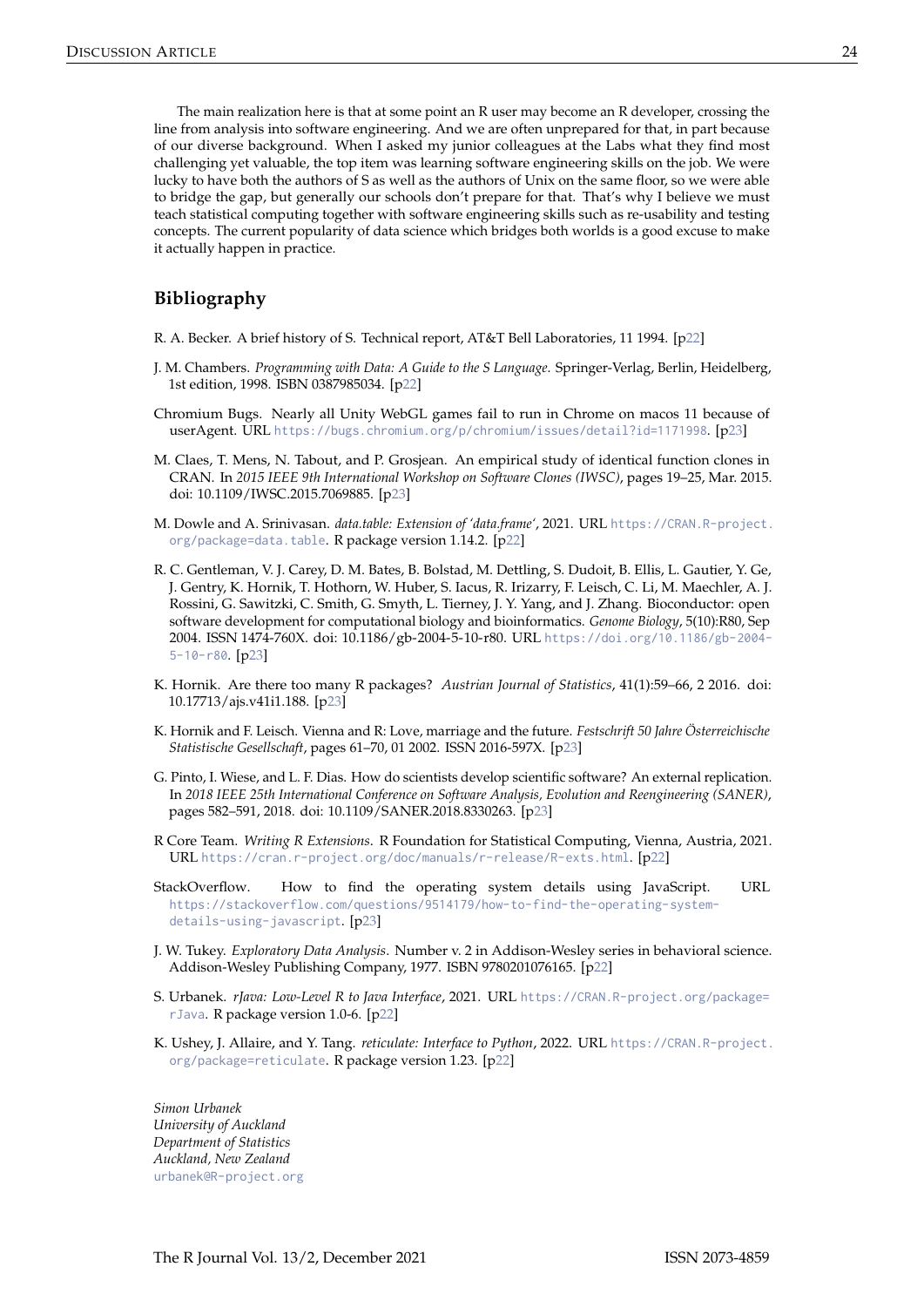The main realization here is that at some point an R user may become an R developer, crossing the line from analysis into software engineering. And we are often unprepared for that, in part because of our diverse background. When I asked my junior colleagues at the Labs what they find most challenging yet valuable, the top item was learning software engineering skills on the job. We were lucky to have both the authors of S as well as the authors of Unix on the same floor, so we were able to bridge the gap, but generally our schools don't prepare for that. That's why I believe we must teach statistical computing together with software engineering skills such as re-usability and testing concepts. The current popularity of data science which bridges both worlds is a good excuse to make it actually happen in practice.

## Bibliography

R. A. Becker. A brief history of S. Technical report, AT&T Bell Laboratories, 11 1994. [p22]

J. M. Chambers. *Programming with Data: A Guide to the S Language*. Springer-Verlag, Berlin, Heidelberg, 1st edition, 1998. ISBN 0387985034. [p22]

Chromium Bugs. Nearly all Unity WebGL games fail to run in Chrome on macos 11 because of userAgent. URL https://bugs.chromium.org/p/chromium/issues/detail?id=1171998. [p23]

M. Claes, T. Mens, N. Tabout, and P. Grosjean. An empirical study of identical function clones in CRAN. In *2015 IEEE 9th International Workshop on Software Clones (IWSC)*, pages 19–25, Mar. 2015. doi: 10.1109/IWSC.2015.7069885. [p23]

M. Dowle and A. Srinivasan. *data.table: Extension of 'data.frame'*, 2021. URL https://CRAN.R-project.org/package=data.table. R package version 1.14.2. [p22]

R. C. Gentleman, V. J. Carey, D. M. Bates, B. Bolstad, M. Dettling, S. Dudoit, B. Ellis, L. Gautier, Y. Ge, J. Gentry, K. Hornik, T. Hothorn, W. Huber, S. Iacus, R. Irizarry, F. Leisch, C. Li, M. Maechler, A. J. Rossini, G. Sawitzki, C. Smith, G. Smyth, L. Tierney, J. Y. Yang, and J. Zhang. Bioconductor: open software development for computational biology and bioinformatics. *Genome Biology*, 5(10):R80, Sep 2004. ISSN 1474-760X. doi: 10.1186/gb-2004-5-10-r80. URL https://doi.org/10.1186/gb-2004-5-10-r80. [p23]

K. Hornik. Are there too many R packages? *Austrian Journal of Statistics*, 41(1):59–66, 2 2016. doi: 10.17713/ajs.v41i1.188. [p23]

K. Hornik and F. Leisch. Vienna and R: Love, marriage and the future. *Festschrift 50 Jahre Österreichische Statistische Gesellschaft*, pages 61–70, 01 2002. ISSN 2016-597X. [p23]

G. Pinto, I. Wiese, and L. F. Dias. How do scientists develop scientific software? An external replication. In *2018 IEEE 25th International Conference on Software Analysis, Evolution and Reengineering (SANER)*, pages 582–591, 2018. doi: 10.1109/SANER.2018.8330263. [p23]

R Core Team. *Writing R Extensions*. R Foundation for Statistical Computing, Vienna, Austria, 2021. URL https://cran.r-project.org/doc/manuals/r-release/R-exts.html. [p22]

StackOverflow. How to find the operating system details using JavaScript. URL https://stackoverflow.com/questions/9514179/how-to-find-the-operating-system-details-using-javascript. [p23]

J. W. Tukey. *Exploratory Data Analysis*. Number v. 2 in Addison-Wesley series in behavioral science. Addison-Wesley Publishing Company, 1977. ISBN 9780201076165. [p22]

S. Urbanek. *rJava: Low-Level R to Java Interface*, 2021. URL https://CRAN.R-project.org/package=rJava. R package version 1.0-6. [p22]

K. Ushey, J. Allaire, and Y. Tang. *reticulate: Interface to Python*, 2022. URL https://CRAN.R-project.org/package=reticulate. R package version 1.23. [p22]

*Simon Urbanek*
*University of Auckland*
*Department of Statistics*
*Auckland, New Zealand*
urbanek@R-project.org